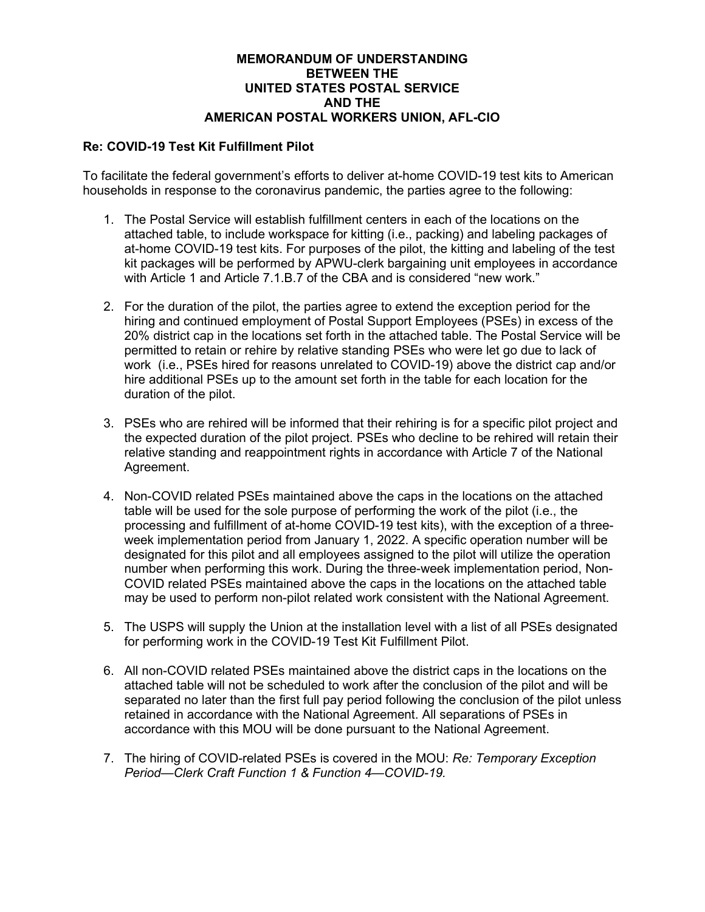# MEMORANDUM OF UNDERSTANDING
# BETWEEN THE
# UNITED STATES POSTAL SERVICE
# AND THE
# AMERICAN POSTAL WORKERS UNION, AFL-CIO

**Re: COVID-19 Test Kit Fulfillment Pilot**

To facilitate the federal government's efforts to deliver at-home COVID-19 test kits to American households in response to the coronavirus pandemic, the parties agree to the following:

1. The Postal Service will establish fulfillment centers in each of the locations on the attached table, to include workspace for kitting (i.e., packing) and labeling packages of at-home COVID-19 test kits. For purposes of the pilot, the kitting and labeling of the test kit packages will be performed by APWU-clerk bargaining unit employees in accordance with Article 1 and Article 7.1.B.7 of the CBA and is considered "new work."

2. For the duration of the pilot, the parties agree to extend the exception period for the hiring and continued employment of Postal Support Employees (PSEs) in excess of the 20% district cap in the locations set forth in the attached table. The Postal Service will be permitted to retain or rehire by relative standing PSEs who were let go due to lack of work (i.e., PSEs hired for reasons unrelated to COVID-19) above the district cap and/or hire additional PSEs up to the amount set forth in the table for each location for the duration of the pilot.

3. PSEs who are rehired will be informed that their rehiring is for a specific pilot project and the expected duration of the pilot project. PSEs who decline to be rehired will retain their relative standing and reappointment rights in accordance with Article 7 of the National Agreement.

4. Non-COVID related PSEs maintained above the caps in the locations on the attached table will be used for the sole purpose of performing the work of the pilot (i.e., the processing and fulfillment of at-home COVID-19 test kits), with the exception of a three-week implementation period from January 1, 2022. A specific operation number will be designated for this pilot and all employees assigned to the pilot will utilize the operation number when performing this work. During the three-week implementation period, Non-COVID related PSEs maintained above the caps in the locations on the attached table may be used to perform non-pilot related work consistent with the National Agreement.

5. The USPS will supply the Union at the installation level with a list of all PSEs designated for performing work in the COVID-19 Test Kit Fulfillment Pilot.

6. All non-COVID related PSEs maintained above the district caps in the locations on the attached table will not be scheduled to work after the conclusion of the pilot and will be separated no later than the first full pay period following the conclusion of the pilot unless retained in accordance with the National Agreement. All separations of PSEs in accordance with this MOU will be done pursuant to the National Agreement.

7. The hiring of COVID-related PSEs is covered in the MOU: *Re: Temporary Exception Period—Clerk Craft Function 1 & Function 4—COVID-19*.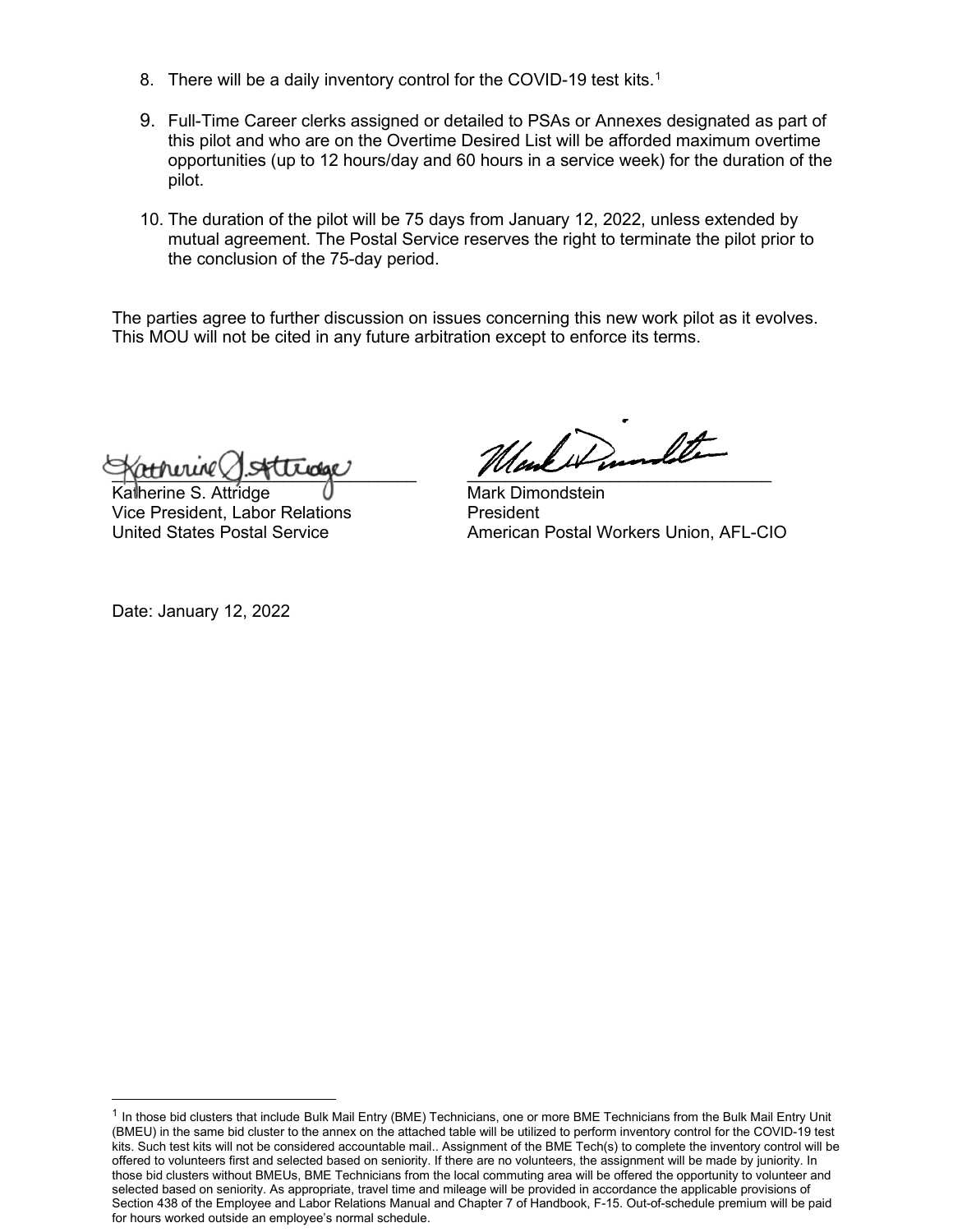8. There will be a daily inventory control for the COVID-19 test kits.[1]

9. Full-Time Career clerks assigned or detailed to PSAs or Annexes designated as part of this pilot and who are on the Overtime Desired List will be afforded maximum overtime opportunities (up to 12 hours/day and 60 hours in a service week) for the duration of the pilot.

10. The duration of the pilot will be 75 days from January 12, 2022, unless extended by mutual agreement. The Postal Service reserves the right to terminate the pilot prior to the conclusion of the 75-day period.

The parties agree to further discussion on issues concerning this new work pilot as it evolves. This MOU will not be cited in any future arbitration except to enforce its terms.

Katherine S. Attridge
Vice President, Labor Relations
United States Postal Service

Mark Dimondstein
President
American Postal Workers Union, AFL-CIO

Date: January 12, 2022

---

[1] In those bid clusters that include Bulk Mail Entry (BME) Technicians, one or more BME Technicians from the Bulk Mail Entry Unit (BMEU) in the same bid cluster to the annex on the attached table will be utilized to perform inventory control for the COVID-19 test kits. Such test kits will not be considered accountable mail.. Assignment of the BME Tech(s) to complete the inventory control will be offered to volunteers first and selected based on seniority. If there are no volunteers, the assignment will be made by juniority. In those bid clusters without BMEUs, BME Technicians from the local commuting area will be offered the opportunity to volunteer and selected based on seniority. As appropriate, travel time and mileage will be provided in accordance the applicable provisions of Section 438 of the Employee and Labor Relations Manual and Chapter 7 of Handbook, F-15. Out-of-schedule premium will be paid for hours worked outside an employee's normal schedule.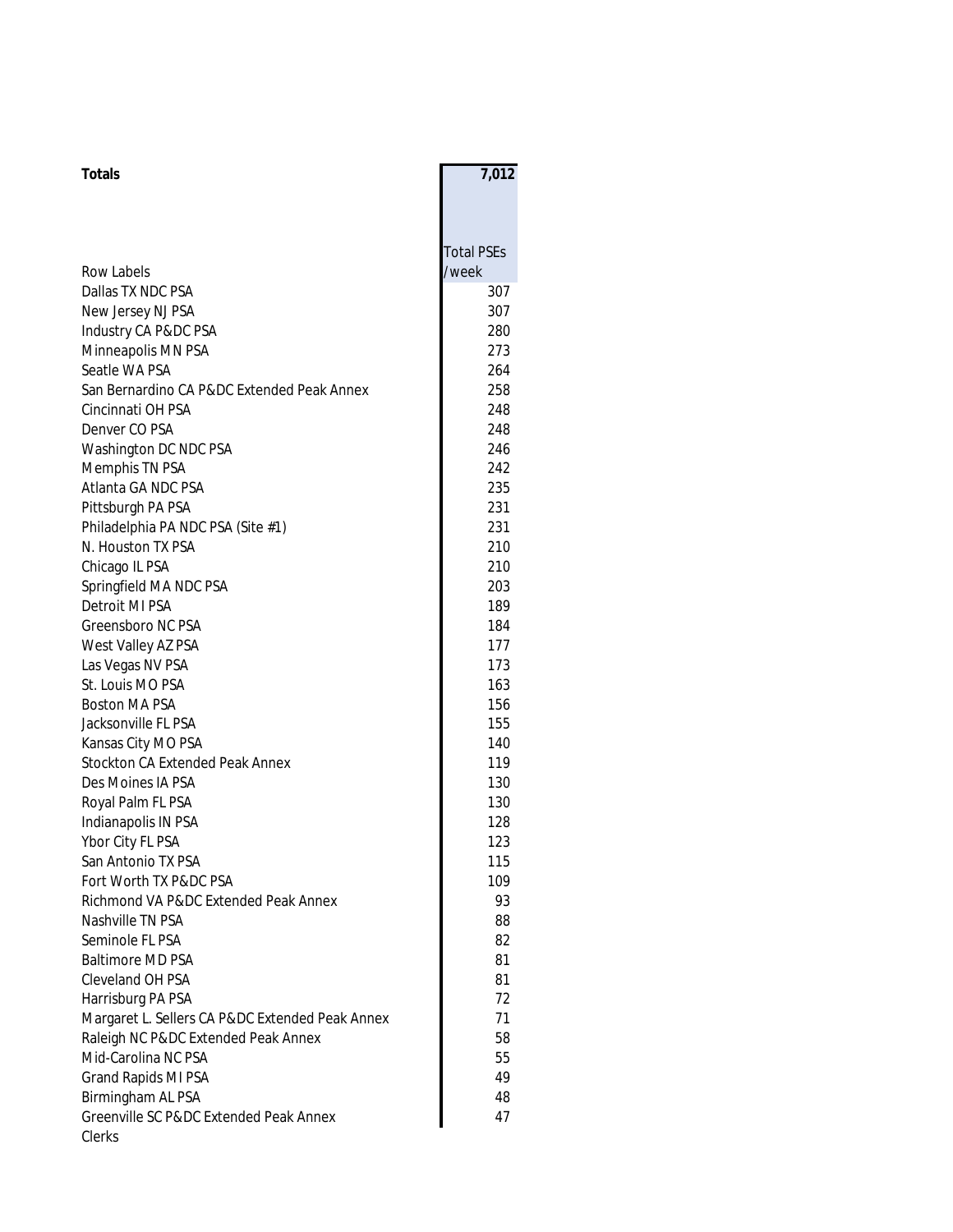| Totals | 7,012 |
| --- | --- |
| Row Labels | Total PSEs /week |
| Dallas TX NDC PSA | 307 |
| New Jersey NJ PSA | 307 |
| Industry CA P&DC PSA | 280 |
| Minneapolis MN PSA | 273 |
| Seatle WA PSA | 264 |
| San Bernardino CA P&DC Extended Peak Annex | 258 |
| Cincinnati OH PSA | 248 |
| Denver CO PSA | 248 |
| Washington DC NDC PSA | 246 |
| Memphis TN PSA | 242 |
| Atlanta GA NDC PSA | 235 |
| Pittsburgh PA PSA | 231 |
| Philadelphia PA NDC PSA (Site #1) | 231 |
| N. Houston TX PSA | 210 |
| Chicago IL PSA | 210 |
| Springfield MA NDC PSA | 203 |
| Detroit MI PSA | 189 |
| Greensboro NC PSA | 184 |
| West Valley AZ PSA | 177 |
| Las Vegas NV PSA | 173 |
| St. Louis MO PSA | 163 |
| Boston MA PSA | 156 |
| Jacksonville FL PSA | 155 |
| Kansas City MO PSA | 140 |
| Stockton CA Extended Peak Annex | 119 |
| Des Moines IA PSA | 130 |
| Royal Palm FL PSA | 130 |
| Indianapolis IN PSA | 128 |
| Ybor City FL PSA | 123 |
| San Antonio TX PSA | 115 |
| Fort Worth TX P&DC PSA | 109 |
| Richmond VA P&DC Extended Peak Annex | 93 |
| Nashville TN PSA | 88 |
| Seminole FL PSA | 82 |
| Baltimore MD PSA | 81 |
| Cleveland OH PSA | 81 |
| Harrisburg PA PSA | 72 |
| Margaret L. Sellers CA P&DC Extended Peak Annex | 71 |
| Raleigh NC P&DC Extended Peak Annex | 58 |
| Mid-Carolina NC PSA | 55 |
| Grand Rapids MI PSA | 49 |
| Birmingham AL PSA | 48 |
| Greenville SC P&DC Extended Peak Annex | 47 |

Clerks